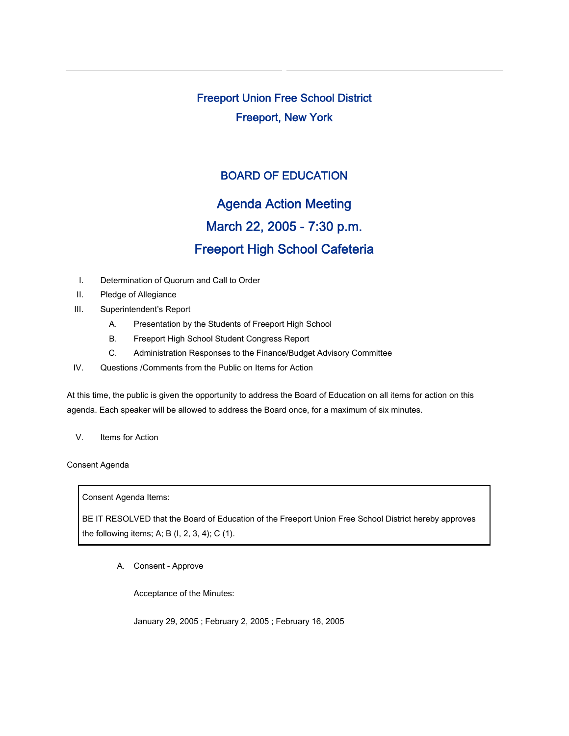# Freeport Union Free School District

## Freeport, New York

## BOARD OF EDUCATION

## Agenda Action Meeting

## March 22, 2005 - 7:30 p.m.

## Freeport High School Cafeteria

I. Determination of Quorum and Call to Order

II. Pledge of Allegiance

III. Superintendent's Report

   A. Presentation by the Students of Freeport High School

   B. Freeport High School Student Congress Report

   C. Administration Responses to the Finance/Budget Advisory Committee

IV. Questions /Comments from the Public on Items for Action

At this time, the public is given the opportunity to address the Board of Education on all items for action on this agenda. Each speaker will be allowed to address the Board once, for a maximum of six minutes.

V. Items for Action

Consent Agenda

> Consent Agenda Items:
>
> BE IT RESOLVED that the Board of Education of the Freeport Union Free School District hereby approves the following items; A; B (I, 2, 3, 4); C (1).

A. Consent - Approve

Acceptance of the Minutes:

January 29, 2005 ; February 2, 2005 ; February 16, 2005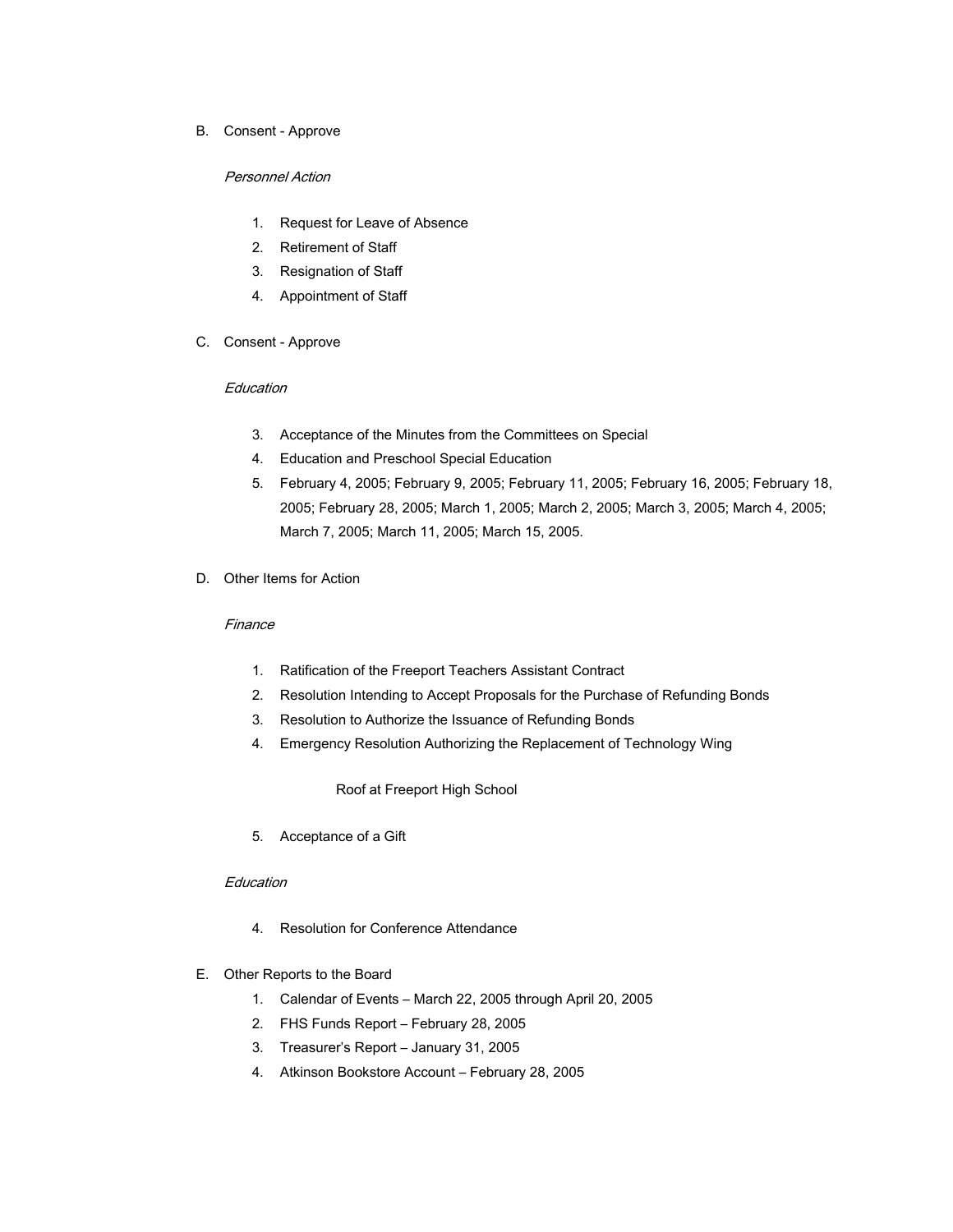B. Consent - Approve

*Personnel Action*

1. Request for Leave of Absence
2. Retirement of Staff
3. Resignation of Staff
4. Appointment of Staff

C. Consent - Approve

*Education*

3. Acceptance of the Minutes from the Committees on Special
4. Education and Preschool Special Education
5. February 4, 2005; February 9, 2005; February 11, 2005; February 16, 2005; February 18, 2005; February 28, 2005; March 1, 2005; March 2, 2005; March 3, 2005; March 4, 2005; March 7, 2005; March 11, 2005; March 15, 2005.

D. Other Items for Action

*Finance*

1. Ratification of the Freeport Teachers Assistant Contract
2. Resolution Intending to Accept Proposals for the Purchase of Refunding Bonds
3. Resolution to Authorize the Issuance of Refunding Bonds
4. Emergency Resolution Authorizing the Replacement of Technology Wing

   Roof at Freeport High School

5. Acceptance of a Gift

*Education*

4. Resolution for Conference Attendance

E. Other Reports to the Board

1. Calendar of Events – March 22, 2005 through April 20, 2005
2. FHS Funds Report – February 28, 2005
3. Treasurer's Report – January 31, 2005
4. Atkinson Bookstore Account – February 28, 2005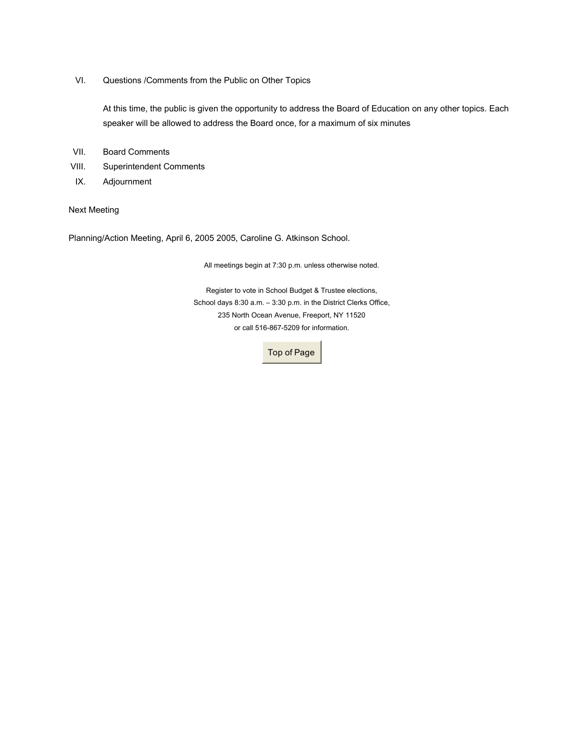VI. Questions /Comments from the Public on Other Topics

At this time, the public is given the opportunity to address the Board of Education on any other topics. Each speaker will be allowed to address the Board once, for a maximum of six minutes

VII. Board Comments

VIII. Superintendent Comments

IX. Adjournment

Next Meeting

Planning/Action Meeting, April 6, 2005 2005, Caroline G. Atkinson School.

All meetings begin at 7:30 p.m. unless otherwise noted.

Register to vote in School Budget & Trustee elections,
School days 8:30 a.m. – 3:30 p.m. in the District Clerks Office,
235 North Ocean Avenue, Freeport, NY 11520
or call 516-867-5209 for information.

Top of Page